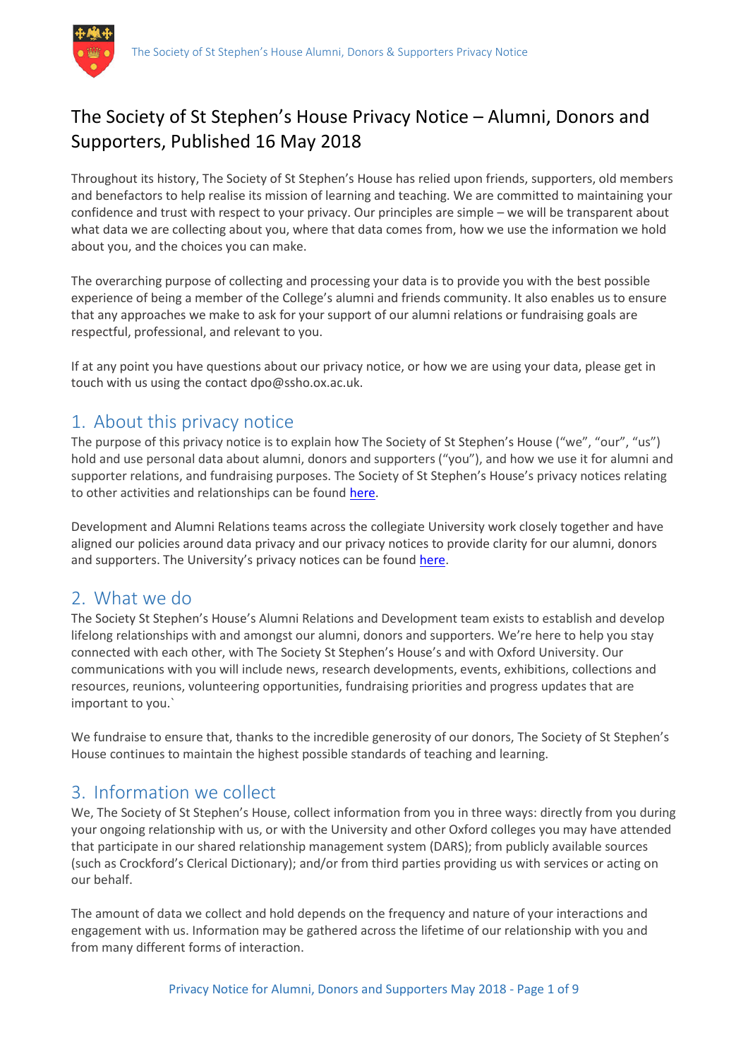# The Society of St Stephen's House Privacy Notice – Alumni, Donors and Supporters, Published 16 May 2018

Throughout its history, The Society of St Stephen's House has relied upon friends, supporters, old members and benefactors to help realise its mission of learning and teaching. We are committed to maintaining your confidence and trust with respect to your privacy. Our principles are simple – we will be transparent about what data we are collecting about you, where that data comes from, how we use the information we hold about you, and the choices you can make.

The overarching purpose of collecting and processing your data is to provide you with the best possible experience of being a member of the College's alumni and friends community. It also enables us to ensure that any approaches we make to ask for your support of our alumni relations or fundraising goals are respectful, professional, and relevant to you.

If at any point you have questions about our privacy notice, or how we are using your data, please get in touch with us using the contact dpo@ssho.ox.ac.uk.

## 1. About this privacy notice

The purpose of this privacy notice is to explain how The Society of St Stephen's House ("we", "our", "us") hold and use personal data about alumni, donors and supporters ("you"), and how we use it for alumni and supporter relations, and fundraising purposes. The Society of St Stephen's House's privacy notices relating to other activities and relationships can be found here.

Development and Alumni Relations teams across the collegiate University work closely together and have aligned our policies around data privacy and our privacy notices to provide clarity for our alumni, donors and supporters. The University's privacy notices can be found here.

## 2. What we do

The Society St Stephen's House's Alumni Relations and Development team exists to establish and develop lifelong relationships with and amongst our alumni, donors and supporters. We're here to help you stay connected with each other, with The Society St Stephen's House's and with Oxford University. Our communications with you will include news, research developments, events, exhibitions, collections and resources, reunions, volunteering opportunities, fundraising priorities and progress updates that are important to you.`

We fundraise to ensure that, thanks to the incredible generosity of our donors, The Society of St Stephen's House continues to maintain the highest possible standards of teaching and learning.

## 3. Information we collect

We, The Society of St Stephen's House, collect information from you in three ways: directly from you during your ongoing relationship with us, or with the University and other Oxford colleges you may have attended that participate in our shared relationship management system (DARS); from publicly available sources (such as Crockford's Clerical Dictionary); and/or from third parties providing us with services or acting on our behalf.

The amount of data we collect and hold depends on the frequency and nature of your interactions and engagement with us. Information may be gathered across the lifetime of our relationship with you and from many different forms of interaction.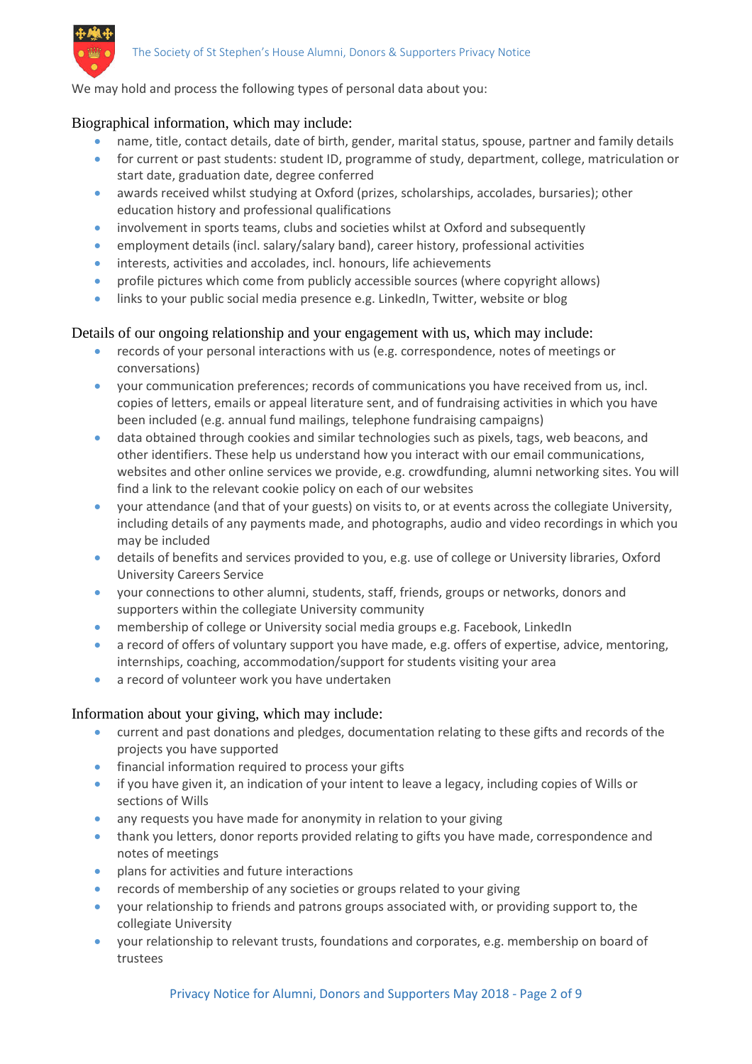We may hold and process the following types of personal data about you:

### Biographical information, which may include:

- name, title, contact details, date of birth, gender, marital status, spouse, partner and family details
- for current or past students: student ID, programme of study, department, college, matriculation or start date, graduation date, degree conferred
- awards received whilst studying at Oxford (prizes, scholarships, accolades, bursaries); other education history and professional qualifications
- involvement in sports teams, clubs and societies whilst at Oxford and subsequently
- employment details (incl. salary/salary band), career history, professional activities
- interests, activities and accolades, incl. honours, life achievements
- profile pictures which come from publicly accessible sources (where copyright allows)
- links to your public social media presence e.g. LinkedIn, Twitter, website or blog

### Details of our ongoing relationship and your engagement with us, which may include:

- records of your personal interactions with us (e.g. correspondence, notes of meetings or conversations)
- your communication preferences; records of communications you have received from us, incl. copies of letters, emails or appeal literature sent, and of fundraising activities in which you have been included (e.g. annual fund mailings, telephone fundraising campaigns)
- data obtained through cookies and similar technologies such as pixels, tags, web beacons, and other identifiers. These help us understand how you interact with our email communications, websites and other online services we provide, e.g. crowdfunding, alumni networking sites. You will find a link to the relevant cookie policy on each of our websites
- your attendance (and that of your guests) on visits to, or at events across the collegiate University, including details of any payments made, and photographs, audio and video recordings in which you may be included
- details of benefits and services provided to you, e.g. use of college or University libraries, Oxford University Careers Service
- your connections to other alumni, students, staff, friends, groups or networks, donors and supporters within the collegiate University community
- membership of college or University social media groups e.g. Facebook, LinkedIn
- a record of offers of voluntary support you have made, e.g. offers of expertise, advice, mentoring, internships, coaching, accommodation/support for students visiting your area
- a record of volunteer work you have undertaken

### Information about your giving, which may include:

- current and past donations and pledges, documentation relating to these gifts and records of the projects you have supported
- financial information required to process your gifts
- if you have given it, an indication of your intent to leave a legacy, including copies of Wills or sections of Wills
- any requests you have made for anonymity in relation to your giving
- thank you letters, donor reports provided relating to gifts you have made, correspondence and notes of meetings
- plans for activities and future interactions
- records of membership of any societies or groups related to your giving
- your relationship to friends and patrons groups associated with, or providing support to, the collegiate University
- your relationship to relevant trusts, foundations and corporates, e.g. membership on board of trustees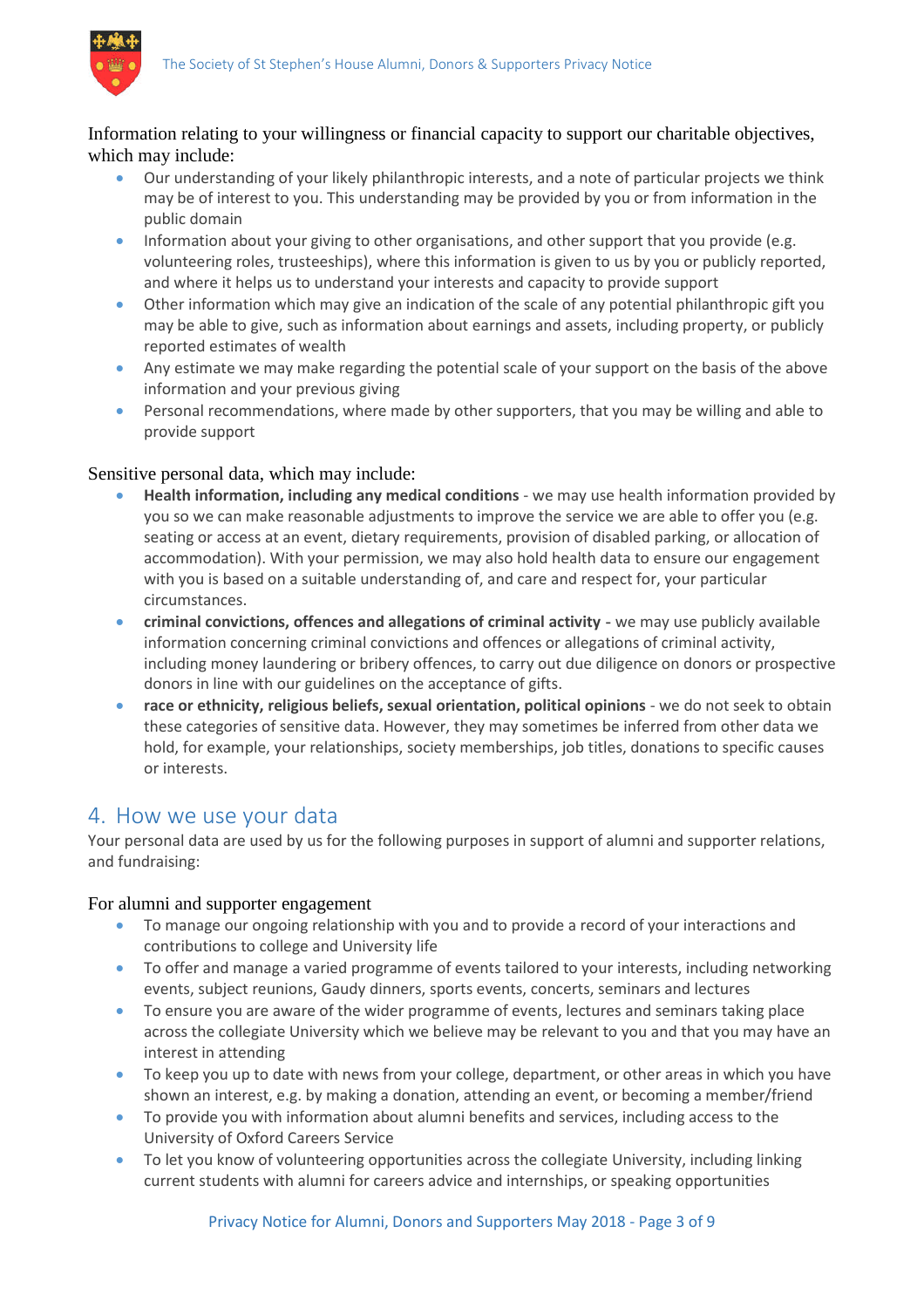Information relating to your willingness or financial capacity to support our charitable objectives, which may include:

- Our understanding of your likely philanthropic interests, and a note of particular projects we think may be of interest to you. This understanding may be provided by you or from information in the public domain
- Information about your giving to other organisations, and other support that you provide (e.g. volunteering roles, trusteeships), where this information is given to us by you or publicly reported, and where it helps us to understand your interests and capacity to provide support
- Other information which may give an indication of the scale of any potential philanthropic gift you may be able to give, such as information about earnings and assets, including property, or publicly reported estimates of wealth
- Any estimate we may make regarding the potential scale of your support on the basis of the above information and your previous giving
- Personal recommendations, where made by other supporters, that you may be willing and able to provide support

Sensitive personal data, which may include:

- **Health information, including any medical conditions** - we may use health information provided by you so we can make reasonable adjustments to improve the service we are able to offer you (e.g. seating or access at an event, dietary requirements, provision of disabled parking, or allocation of accommodation). With your permission, we may also hold health data to ensure our engagement with you is based on a suitable understanding of, and care and respect for, your particular circumstances.
- **criminal convictions, offences and allegations of criminal activity** - we may use publicly available information concerning criminal convictions and offences or allegations of criminal activity, including money laundering or bribery offences, to carry out due diligence on donors or prospective donors in line with our guidelines on the acceptance of gifts.
- **race or ethnicity, religious beliefs, sexual orientation, political opinions** - we do not seek to obtain these categories of sensitive data. However, they may sometimes be inferred from other data we hold, for example, your relationships, society memberships, job titles, donations to specific causes or interests.

## 4. How we use your data

Your personal data are used by us for the following purposes in support of alumni and supporter relations, and fundraising:

### For alumni and supporter engagement

- To manage our ongoing relationship with you and to provide a record of your interactions and contributions to college and University life
- To offer and manage a varied programme of events tailored to your interests, including networking events, subject reunions, Gaudy dinners, sports events, concerts, seminars and lectures
- To ensure you are aware of the wider programme of events, lectures and seminars taking place across the collegiate University which we believe may be relevant to you and that you may have an interest in attending
- To keep you up to date with news from your college, department, or other areas in which you have shown an interest, e.g. by making a donation, attending an event, or becoming a member/friend
- To provide you with information about alumni benefits and services, including access to the University of Oxford Careers Service
- To let you know of volunteering opportunities across the collegiate University, including linking current students with alumni for careers advice and internships, or speaking opportunities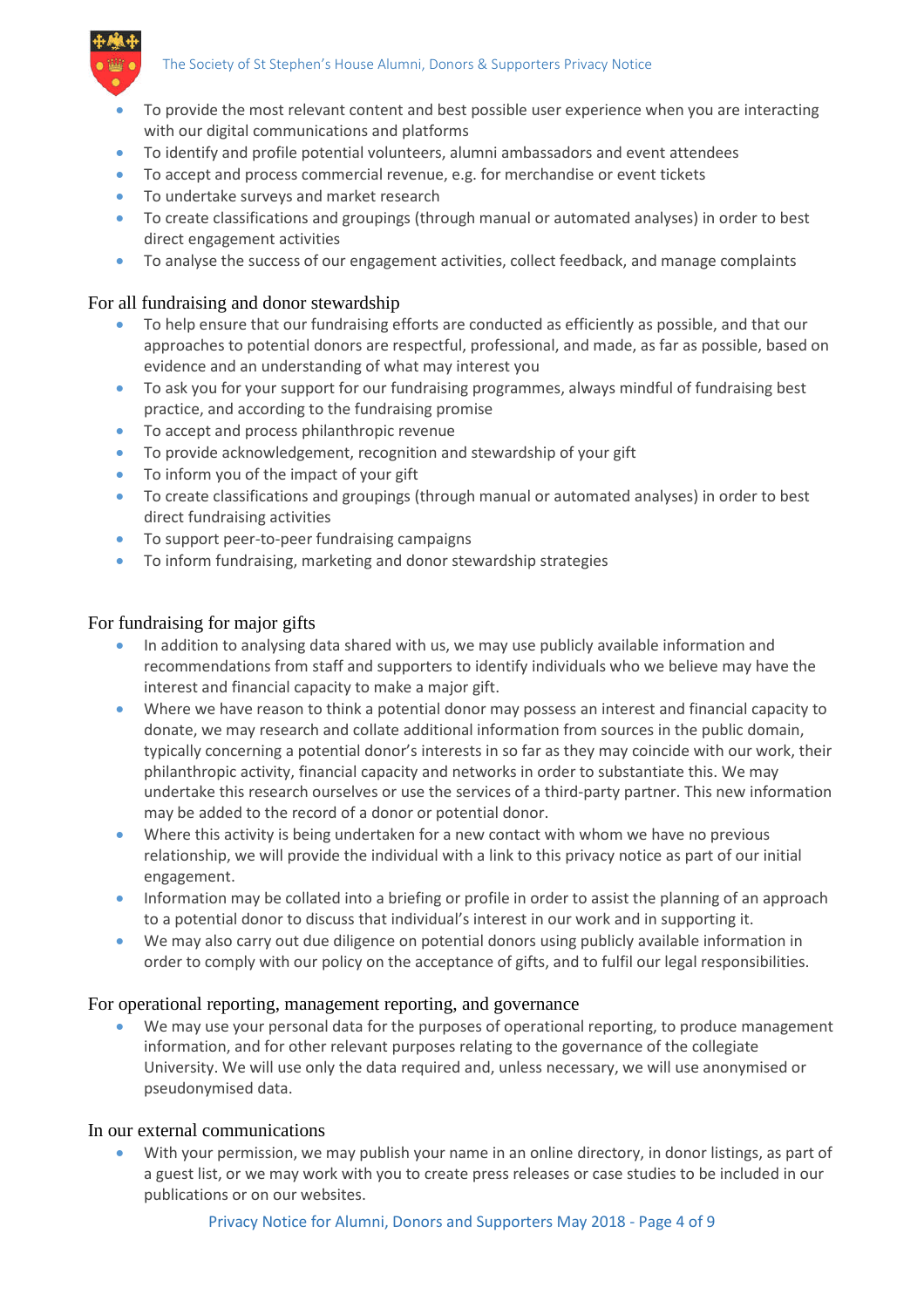- To provide the most relevant content and best possible user experience when you are interacting with our digital communications and platforms
- To identify and profile potential volunteers, alumni ambassadors and event attendees
- To accept and process commercial revenue, e.g. for merchandise or event tickets
- To undertake surveys and market research
- To create classifications and groupings (through manual or automated analyses) in order to best direct engagement activities
- To analyse the success of our engagement activities, collect feedback, and manage complaints

### For all fundraising and donor stewardship

- To help ensure that our fundraising efforts are conducted as efficiently as possible, and that our approaches to potential donors are respectful, professional, and made, as far as possible, based on evidence and an understanding of what may interest you
- To ask you for your support for our fundraising programmes, always mindful of fundraising best practice, and according to the fundraising promise
- To accept and process philanthropic revenue
- To provide acknowledgement, recognition and stewardship of your gift
- To inform you of the impact of your gift
- To create classifications and groupings (through manual or automated analyses) in order to best direct fundraising activities
- To support peer-to-peer fundraising campaigns
- To inform fundraising, marketing and donor stewardship strategies

### For fundraising for major gifts

- In addition to analysing data shared with us, we may use publicly available information and recommendations from staff and supporters to identify individuals who we believe may have the interest and financial capacity to make a major gift.
- Where we have reason to think a potential donor may possess an interest and financial capacity to donate, we may research and collate additional information from sources in the public domain, typically concerning a potential donor's interests in so far as they may coincide with our work, their philanthropic activity, financial capacity and networks in order to substantiate this. We may undertake this research ourselves or use the services of a third-party partner. This new information may be added to the record of a donor or potential donor.
- Where this activity is being undertaken for a new contact with whom we have no previous relationship, we will provide the individual with a link to this privacy notice as part of our initial engagement.
- Information may be collated into a briefing or profile in order to assist the planning of an approach to a potential donor to discuss that individual's interest in our work and in supporting it.
- We may also carry out due diligence on potential donors using publicly available information in order to comply with our policy on the acceptance of gifts, and to fulfil our legal responsibilities.

### For operational reporting, management reporting, and governance

- We may use your personal data for the purposes of operational reporting, to produce management information, and for other relevant purposes relating to the governance of the collegiate University. We will use only the data required and, unless necessary, we will use anonymised or pseudonymised data.

### In our external communications

- With your permission, we may publish your name in an online directory, in donor listings, as part of a guest list, or we may work with you to create press releases or case studies to be included in our publications or on our websites.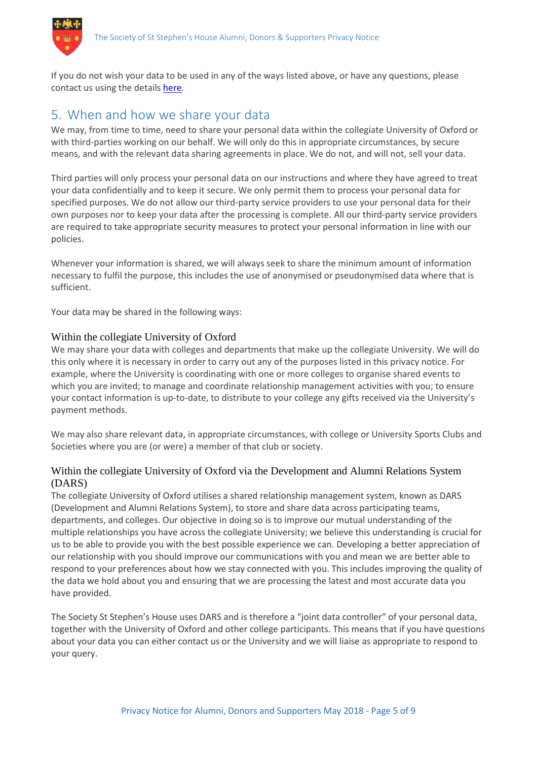If you do not wish your data to be used in any of the ways listed above, or have any questions, please contact us using the details here.

## 5. When and how we share your data

We may, from time to time, need to share your personal data within the collegiate University of Oxford or with third-parties working on our behalf. We will only do this in appropriate circumstances, by secure means, and with the relevant data sharing agreements in place. We do not, and will not, sell your data.

Third parties will only process your personal data on our instructions and where they have agreed to treat your data confidentially and to keep it secure. We only permit them to process your personal data for specified purposes. We do not allow our third-party service providers to use your personal data for their own purposes nor to keep your data after the processing is complete. All our third-party service providers are required to take appropriate security measures to protect your personal information in line with our policies.

Whenever your information is shared, we will always seek to share the minimum amount of information necessary to fulfil the purpose, this includes the use of anonymised or pseudonymised data where that is sufficient.

Your data may be shared in the following ways:

### Within the collegiate University of Oxford

We may share your data with colleges and departments that make up the collegiate University. We will do this only where it is necessary in order to carry out any of the purposes listed in this privacy notice. For example, where the University is coordinating with one or more colleges to organise shared events to which you are invited; to manage and coordinate relationship management activities with you; to ensure your contact information is up-to-date, to distribute to your college any gifts received via the University's payment methods.

We may also share relevant data, in appropriate circumstances, with college or University Sports Clubs and Societies where you are (or were) a member of that club or society.

### Within the collegiate University of Oxford via the Development and Alumni Relations System (DARS)

The collegiate University of Oxford utilises a shared relationship management system, known as DARS (Development and Alumni Relations System), to store and share data across participating teams, departments, and colleges. Our objective in doing so is to improve our mutual understanding of the multiple relationships you have across the collegiate University; we believe this understanding is crucial for us to be able to provide you with the best possible experience we can. Developing a better appreciation of our relationship with you should improve our communications with you and mean we are better able to respond to your preferences about how we stay connected with you. This includes improving the quality of the data we hold about you and ensuring that we are processing the latest and most accurate data you have provided.

The Society St Stephen's House uses DARS and is therefore a "joint data controller" of your personal data, together with the University of Oxford and other college participants. This means that if you have questions about your data you can either contact us or the University and we will liaise as appropriate to respond to your query.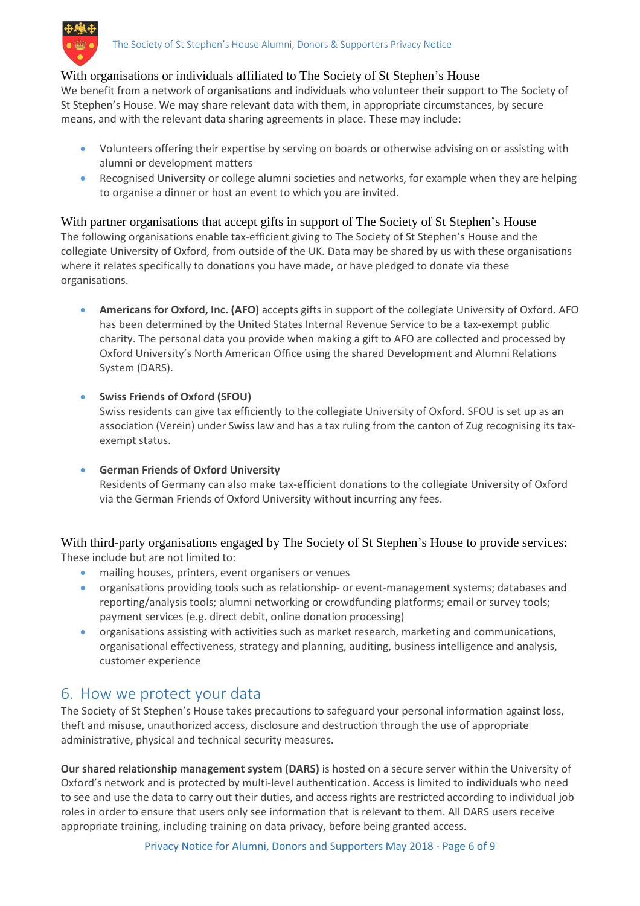### With organisations or individuals affiliated to The Society of St Stephen's House

We benefit from a network of organisations and individuals who volunteer their support to The Society of St Stephen's House. We may share relevant data with them, in appropriate circumstances, by secure means, and with the relevant data sharing agreements in place. These may include:

- Volunteers offering their expertise by serving on boards or otherwise advising on or assisting with alumni or development matters
- Recognised University or college alumni societies and networks, for example when they are helping to organise a dinner or host an event to which you are invited.

### With partner organisations that accept gifts in support of The Society of St Stephen's House

The following organisations enable tax-efficient giving to The Society of St Stephen's House and the collegiate University of Oxford, from outside of the UK. Data may be shared by us with these organisations where it relates specifically to donations you have made, or have pledged to donate via these organisations.

- **Americans for Oxford, Inc. (AFO)** accepts gifts in support of the collegiate University of Oxford. AFO has been determined by the United States Internal Revenue Service to be a tax-exempt public charity. The personal data you provide when making a gift to AFO are collected and processed by Oxford University's North American Office using the shared Development and Alumni Relations System (DARS).

- **Swiss Friends of Oxford (SFOU)**
  Swiss residents can give tax efficiently to the collegiate University of Oxford. SFOU is set up as an association (Verein) under Swiss law and has a tax ruling from the canton of Zug recognising its tax-exempt status.

- **German Friends of Oxford University**
  Residents of Germany can also make tax-efficient donations to the collegiate University of Oxford via the German Friends of Oxford University without incurring any fees.

### With third-party organisations engaged by The Society of St Stephen's House to provide services:

These include but are not limited to:

- mailing houses, printers, event organisers or venues
- organisations providing tools such as relationship- or event-management systems; databases and reporting/analysis tools; alumni networking or crowdfunding platforms; email or survey tools; payment services (e.g. direct debit, online donation processing)
- organisations assisting with activities such as market research, marketing and communications, organisational effectiveness, strategy and planning, auditing, business intelligence and analysis, customer experience

## 6. How we protect your data

The Society of St Stephen's House takes precautions to safeguard your personal information against loss, theft and misuse, unauthorized access, disclosure and destruction through the use of appropriate administrative, physical and technical security measures.

**Our shared relationship management system (DARS)** is hosted on a secure server within the University of Oxford's network and is protected by multi-level authentication. Access is limited to individuals who need to see and use the data to carry out their duties, and access rights are restricted according to individual job roles in order to ensure that users only see information that is relevant to them. All DARS users receive appropriate training, including training on data privacy, before being granted access.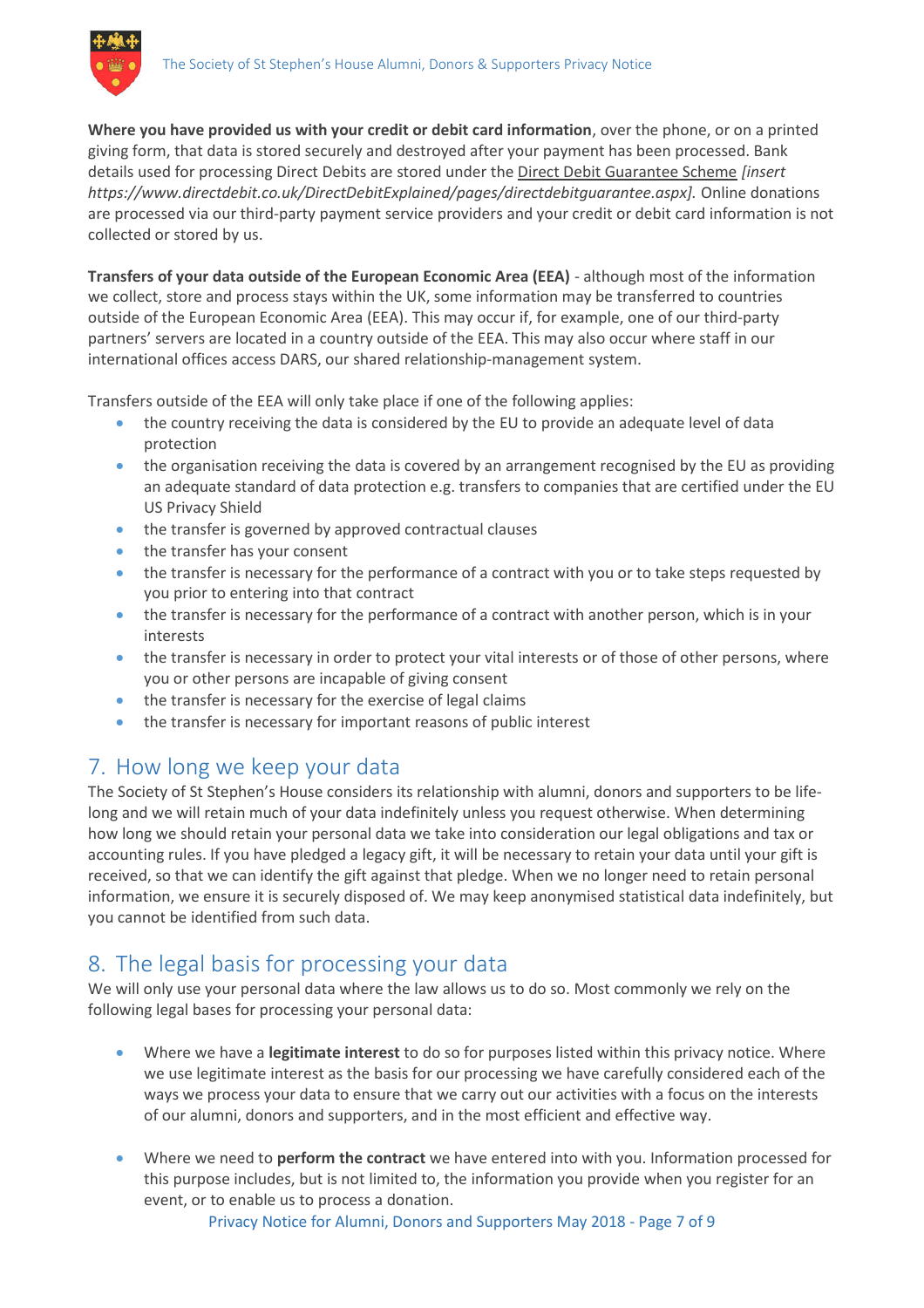**Where you have provided us with your credit or debit card information**, over the phone, or on a printed giving form, that data is stored securely and destroyed after your payment has been processed. Bank details used for processing Direct Debits are stored under the Direct Debit Guarantee Scheme *[insert https://www.directdebit.co.uk/DirectDebitExplained/pages/directdebitguarantee.aspx].* Online donations are processed via our third-party payment service providers and your credit or debit card information is not collected or stored by us.

**Transfers of your data outside of the European Economic Area (EEA)** - although most of the information we collect, store and process stays within the UK, some information may be transferred to countries outside of the European Economic Area (EEA). This may occur if, for example, one of our third-party partners' servers are located in a country outside of the EEA. This may also occur where staff in our international offices access DARS, our shared relationship-management system.

Transfers outside of the EEA will only take place if one of the following applies:

- the country receiving the data is considered by the EU to provide an adequate level of data protection
- the organisation receiving the data is covered by an arrangement recognised by the EU as providing an adequate standard of data protection e.g. transfers to companies that are certified under the EU US Privacy Shield
- the transfer is governed by approved contractual clauses
- the transfer has your consent
- the transfer is necessary for the performance of a contract with you or to take steps requested by you prior to entering into that contract
- the transfer is necessary for the performance of a contract with another person, which is in your interests
- the transfer is necessary in order to protect your vital interests or of those of other persons, where you or other persons are incapable of giving consent
- the transfer is necessary for the exercise of legal claims
- the transfer is necessary for important reasons of public interest

## 7. How long we keep your data

The Society of St Stephen's House considers its relationship with alumni, donors and supporters to be life-long and we will retain much of your data indefinitely unless you request otherwise. When determining how long we should retain your personal data we take into consideration our legal obligations and tax or accounting rules. If you have pledged a legacy gift, it will be necessary to retain your data until your gift is received, so that we can identify the gift against that pledge. When we no longer need to retain personal information, we ensure it is securely disposed of. We may keep anonymised statistical data indefinitely, but you cannot be identified from such data.

## 8. The legal basis for processing your data

We will only use your personal data where the law allows us to do so. Most commonly we rely on the following legal bases for processing your personal data:

- Where we have a **legitimate interest** to do so for purposes listed within this privacy notice. Where we use legitimate interest as the basis for our processing we have carefully considered each of the ways we process your data to ensure that we carry out our activities with a focus on the interests of our alumni, donors and supporters, and in the most efficient and effective way.

- Where we need to **perform the contract** we have entered into with you. Information processed for this purpose includes, but is not limited to, the information you provide when you register for an event, or to enable us to process a donation.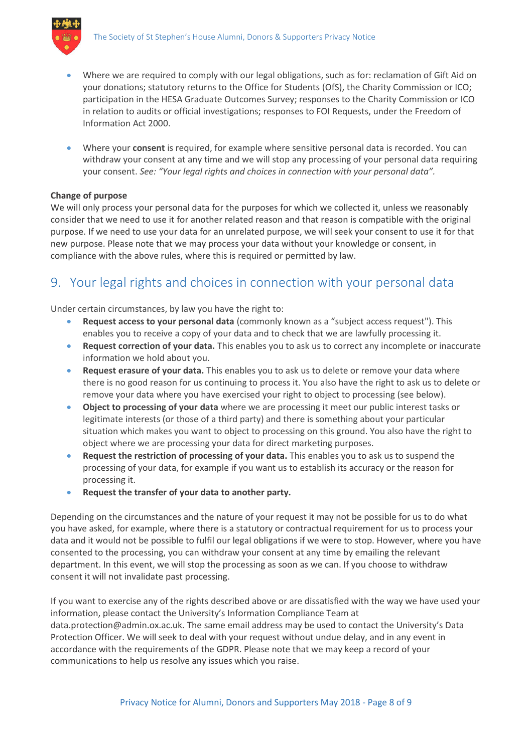- Where we are required to comply with our legal obligations, such as for: reclamation of Gift Aid on your donations; statutory returns to the Office for Students (OfS), the Charity Commission or ICO; participation in the HESA Graduate Outcomes Survey; responses to the Charity Commission or ICO in relation to audits or official investigations; responses to FOI Requests, under the Freedom of Information Act 2000.

- Where your **consent** is required, for example where sensitive personal data is recorded. You can withdraw your consent at any time and we will stop any processing of your personal data requiring your consent. *See: "Your legal rights and choices in connection with your personal data".*

**Change of purpose**
We will only process your personal data for the purposes for which we collected it, unless we reasonably consider that we need to use it for another related reason and that reason is compatible with the original purpose. If we need to use your data for an unrelated purpose, we will seek your consent to use it for that new purpose. Please note that we may process your data without your knowledge or consent, in compliance with the above rules, where this is required or permitted by law.

## 9. Your legal rights and choices in connection with your personal data

Under certain circumstances, by law you have the right to:

- **Request access to your personal data** (commonly known as a "subject access request"). This enables you to receive a copy of your data and to check that we are lawfully processing it.
- **Request correction of your data.** This enables you to ask us to correct any incomplete or inaccurate information we hold about you.
- **Request erasure of your data.** This enables you to ask us to delete or remove your data where there is no good reason for us continuing to process it. You also have the right to ask us to delete or remove your data where you have exercised your right to object to processing (see below).
- **Object to processing of your data** where we are processing it meet our public interest tasks or legitimate interests (or those of a third party) and there is something about your particular situation which makes you want to object to processing on this ground. You also have the right to object where we are processing your data for direct marketing purposes.
- **Request the restriction of processing of your data.** This enables you to ask us to suspend the processing of your data, for example if you want us to establish its accuracy or the reason for processing it.
- **Request the transfer of your data to another party.**

Depending on the circumstances and the nature of your request it may not be possible for us to do what you have asked, for example, where there is a statutory or contractual requirement for us to process your data and it would not be possible to fulfil our legal obligations if we were to stop. However, where you have consented to the processing, you can withdraw your consent at any time by emailing the relevant department. In this event, we will stop the processing as soon as we can. If you choose to withdraw consent it will not invalidate past processing.

If you want to exercise any of the rights described above or are dissatisfied with the way we have used your information, please contact the University's Information Compliance Team at data.protection@admin.ox.ac.uk. The same email address may be used to contact the University's Data Protection Officer. We will seek to deal with your request without undue delay, and in any event in accordance with the requirements of the GDPR. Please note that we may keep a record of your communications to help us resolve any issues which you raise.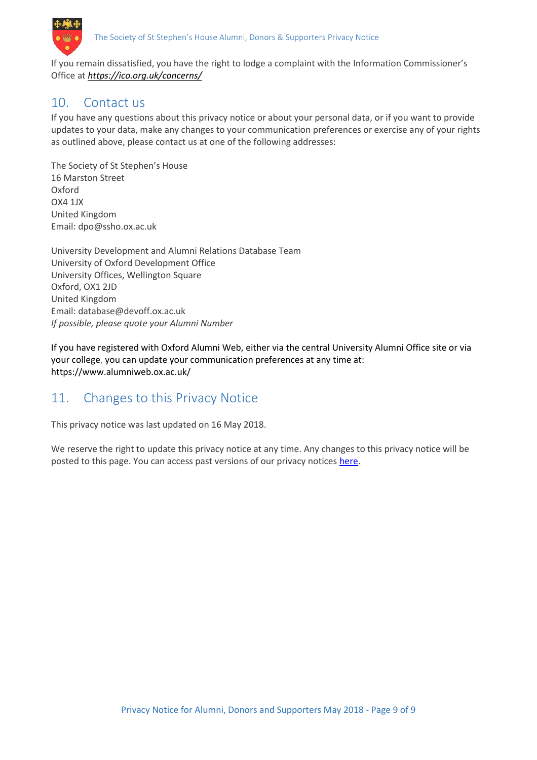If you remain dissatisfied, you have the right to lodge a complaint with the Information Commissioner's Office at ***https://ico.org.uk/concerns/***

## 10. Contact us

If you have any questions about this privacy notice or about your personal data, or if you want to provide updates to your data, make any changes to your communication preferences or exercise any of your rights as outlined above, please contact us at one of the following addresses:

The Society of St Stephen's House
16 Marston Street
Oxford
OX4 1JX
United Kingdom
Email: dpo@ssho.ox.ac.uk

University Development and Alumni Relations Database Team
University of Oxford Development Office
University Offices, Wellington Square
Oxford, OX1 2JD
United Kingdom
Email: database@devoff.ox.ac.uk
*If possible, please quote your Alumni Number*

If you have registered with Oxford Alumni Web, either via the central University Alumni Office site or via your college, you can update your communication preferences at any time at: https://www.alumniweb.ox.ac.uk/

## 11. Changes to this Privacy Notice

This privacy notice was last updated on 16 May 2018.

We reserve the right to update this privacy notice at any time. Any changes to this privacy notice will be posted to this page. You can access past versions of our privacy notices here.